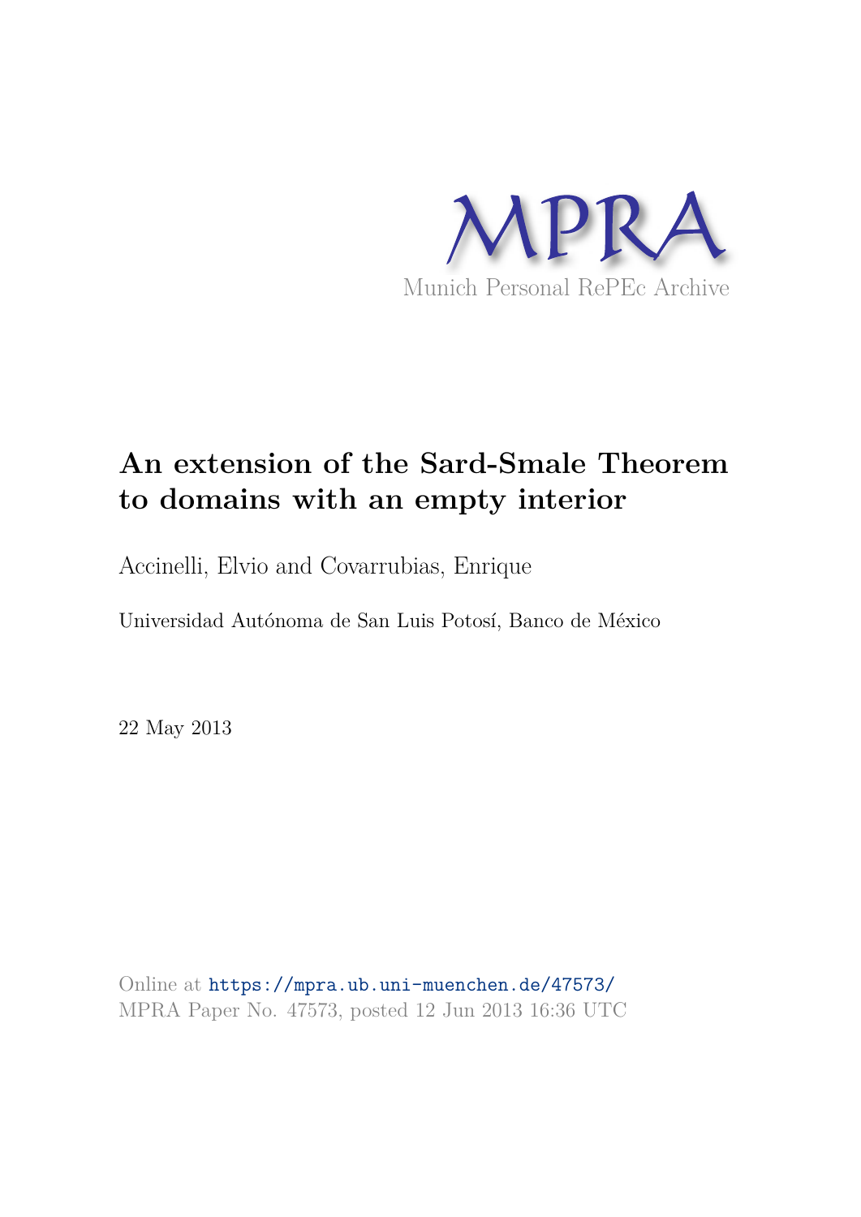MPRA

Munich Personal RePEc Archive

# An extension of the Sard-Smale Theorem to domains with an empty interior

Accinelli, Elvio and Covarrubias, Enrique

Universidad Autónoma de San Luis Potosí, Banco de México

22 May 2013

Online at https://mpra.ub.uni-muenchen.de/47573/
MPRA Paper No. 47573, posted 12 Jun 2013 16:36 UTC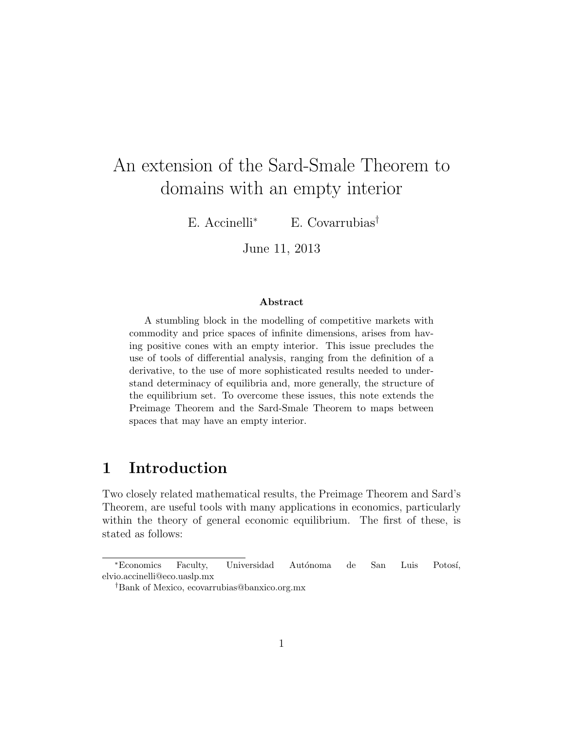# An extension of the Sard-Smale Theorem to domains with an empty interior

E. Accinelli[*] E. Covarrubias[†]

June 11, 2013

### Abstract

A stumbling block in the modelling of competitive markets with commodity and price spaces of infinite dimensions, arises from having positive cones with an empty interior. This issue precludes the use of tools of differential analysis, ranging from the definition of a derivative, to the use of more sophisticated results needed to understand determinacy of equilibria and, more generally, the structure of the equilibrium set. To overcome these issues, this note extends the Preimage Theorem and the Sard-Smale Theorem to maps between spaces that may have an empty interior.

## 1 Introduction

Two closely related mathematical results, the Preimage Theorem and Sard's Theorem, are useful tools with many applications in economics, particularly within the theory of general economic equilibrium. The first of these, is stated as follows:

[*]Economics Faculty, Universidad Autónoma de San Luis Potosí, elvio.accinelli@eco.uaslp.mx

[†]Bank of Mexico, ecovarrubias@banxico.org.mx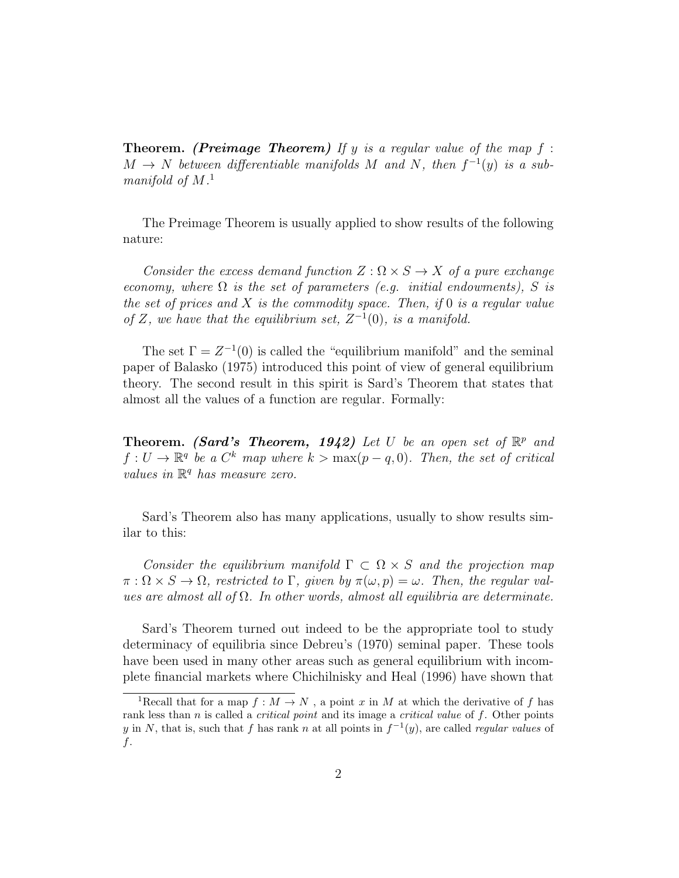**Theorem.** ***(Preimage Theorem)*** *If $y$ is a regular value of the map $f : M \to N$ between differentiable manifolds $M$ and $N$, then $f^{-1}(y)$ is a submanifold of $M$.*[1]

The Preimage Theorem is usually applied to show results of the following nature:

*Consider the excess demand function $Z : \Omega \times S \to X$ of a pure exchange economy, where $\Omega$ is the set of parameters (e.g. initial endowments), $S$ is the set of prices and $X$ is the commodity space. Then, if $0$ is a regular value of $Z$, we have that the equilibrium set, $Z^{-1}(0)$, is a manifold.*

The set $\Gamma = Z^{-1}(0)$ is called the "equilibrium manifold" and the seminal paper of Balasko (1975) introduced this point of view of general equilibrium theory. The second result in this spirit is Sard's Theorem that states that almost all the values of a function are regular. Formally:

**Theorem.** ***(Sard's Theorem, 1942)*** *Let $U$ be an open set of $\mathbb{R}^p$ and $f : U \to \mathbb{R}^q$ be a $C^k$ map where $k > \max(p - q, 0)$. Then, the set of critical values in $\mathbb{R}^q$ has measure zero.*

Sard's Theorem also has many applications, usually to show results similar to this:

*Consider the equilibrium manifold $\Gamma \subset \Omega \times S$ and the projection map $\pi : \Omega \times S \to \Omega$, restricted to $\Gamma$, given by $\pi(\omega, p) = \omega$. Then, the regular values are almost all of $\Omega$. In other words, almost all equilibria are determinate.*

Sard's Theorem turned out indeed to be the appropriate tool to study determinacy of equilibria since Debreu's (1970) seminal paper. These tools have been used in many other areas such as general equilibrium with incomplete financial markets where Chichilnisky and Heal (1996) have shown that

[1] Recall that for a map $f : M \to N$ , a point $x$ in $M$ at which the derivative of $f$ has rank less than $n$ is called a *critical point* and its image a *critical value* of $f$. Other points $y$ in $N$, that is, such that $f$ has rank $n$ at all points in $f^{-1}(y)$, are called *regular values* of $f$.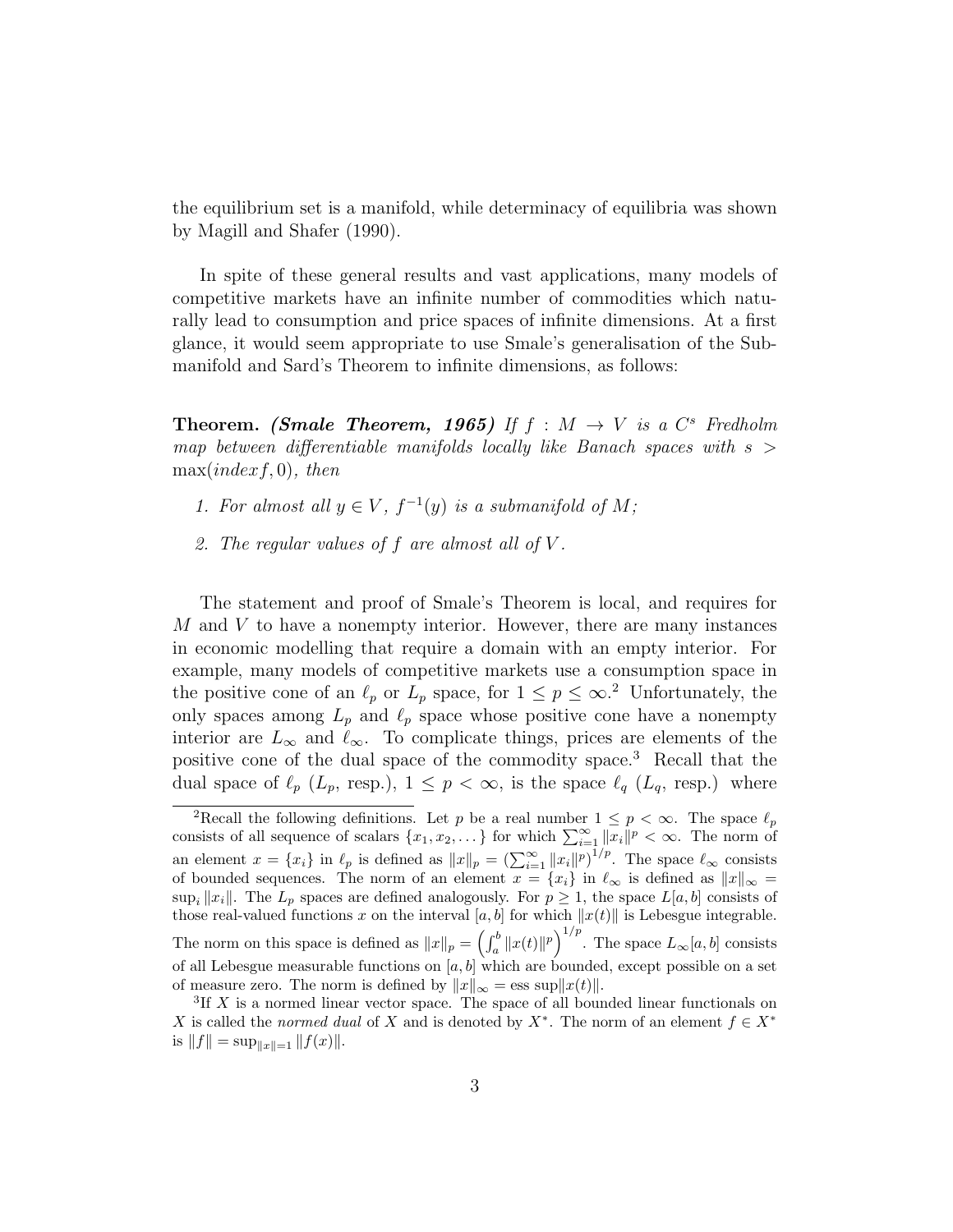the equilibrium set is a manifold, while determinacy of equilibria was shown by Magill and Shafer (1990).

In spite of these general results and vast applications, many models of competitive markets have an infinite number of commodities which naturally lead to consumption and price spaces of infinite dimensions. At a first glance, it would seem appropriate to use Smale's generalisation of the Submanifold and Sard's Theorem to infinite dimensions, as follows:

**Theorem.** ***(Smale Theorem, 1965)*** *If $f : M \to V$ is a $C^s$ Fredholm map between differentiable manifolds locally like Banach spaces with $s > \max(index f, 0)$, then*

1. *For almost all $y \in V$, $f^{-1}(y)$ is a submanifold of $M$;*
2. *The regular values of $f$ are almost all of $V$.*

The statement and proof of Smale's Theorem is local, and requires for $M$ and $V$ to have a nonempty interior. However, there are many instances in economic modelling that require a domain with an empty interior. For example, many models of competitive markets use a consumption space in the positive cone of an $\ell_p$ or $L_p$ space, for $1 \leq p \leq \infty$.[2] Unfortunately, the only spaces among $L_p$ and $\ell_p$ space whose positive cone have a nonempty interior are $L_\infty$ and $\ell_\infty$. To complicate things, prices are elements of the positive cone of the dual space of the commodity space.[3] Recall that the dual space of $\ell_p$ ($L_p$, resp.), $1 \leq p < \infty$, is the space $\ell_q$ ($L_q$, resp.) where

---

[2] Recall the following definitions. Let $p$ be a real number $1 \leq p < \infty$. The space $\ell_p$ consists of all sequence of scalars $\{x_1, x_2, \dots\}$ for which $\sum_{i=1}^{\infty} \|x_i\|^p < \infty$. The norm of an element $x = \{x_i\}$ in $\ell_p$ is defined as $\|x\|_p = (\sum_{i=1}^{\infty} \|x_i\|^p)^{1/p}$. The space $\ell_\infty$ consists of bounded sequences. The norm of an element $x = \{x_i\}$ in $\ell_\infty$ is defined as $\|x\|_\infty = \sup_i \|x_i\|$. The $L_p$ spaces are defined analogously. For $p \geq 1$, the space $L[a, b]$ consists of those real-valued functions $x$ on the interval $[a, b]$ for which $\|x(t)\|$ is Lebesgue integrable. The norm on this space is defined as $\|x\|_p = \left(\int_a^b \|x(t)\|^p\right)^{1/p}$. The space $L_\infty[a, b]$ consists of all Lebesgue measurable functions on $[a, b]$ which are bounded, except possible on a set of measure zero. The norm is defined by $\|x\|_\infty = \text{ess sup}\|x(t)\|$.

[3] If $X$ is a normed linear vector space. The space of all bounded linear functionals on $X$ is called the *normed dual* of $X$ and is denoted by $X^*$. The norm of an element $f \in X^*$ is $\|f\| = \sup_{\|x\|=1} \|f(x)\|$.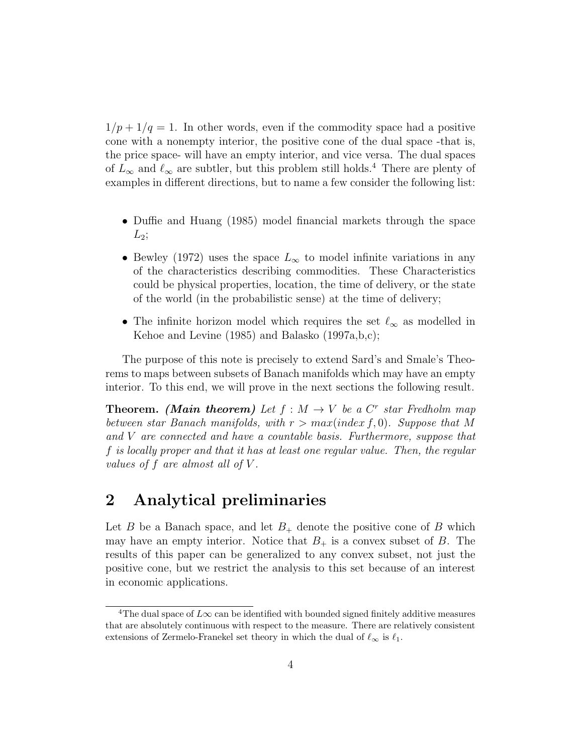$1/p + 1/q = 1$. In other words, even if the commodity space had a positive cone with a nonempty interior, the positive cone of the dual space -that is, the price space- will have an empty interior, and vice versa. The dual spaces of $L_\infty$ and $\ell_\infty$ are subtler, but this problem still holds.[4] There are plenty of examples in different directions, but to name a few consider the following list:

- Duffie and Huang (1985) model financial markets through the space $L_2$;
- Bewley (1972) uses the space $L_\infty$ to model infinite variations in any of the characteristics describing commodities. These Characteristics could be physical properties, location, the time of delivery, or the state of the world (in the probabilistic sense) at the time of delivery;
- The infinite horizon model which requires the set $\ell_\infty$ as modelled in Kehoe and Levine (1985) and Balasko (1997a,b,c);

The purpose of this note is precisely to extend Sard's and Smale's Theorems to maps between subsets of Banach manifolds which may have an empty interior. To this end, we will prove in the next sections the following result.

**Theorem.** ***(Main theorem)*** *Let $f : M \to V$ be a $C^r$ star Fredholm map between star Banach manifolds, with $r > max(index\, f, 0)$. Suppose that $M$ and $V$ are connected and have a countable basis. Furthermore, suppose that $f$ is locally proper and that it has at least one regular value. Then, the regular values of $f$ are almost all of $V$.*

## 2 Analytical preliminaries

Let $B$ be a Banach space, and let $B_+$ denote the positive cone of $B$ which may have an empty interior. Notice that $B_+$ is a convex subset of $B$. The results of this paper can be generalized to any convex subset, not just the positive cone, but we restrict the analysis to this set because of an interest in economic applications.

[4] The dual space of $L\infty$ can be identified with bounded signed finitely additive measures that are absolutely continuous with respect to the measure. There are relatively consistent extensions of Zermelo-Franekel set theory in which the dual of $\ell_\infty$ is $\ell_1$.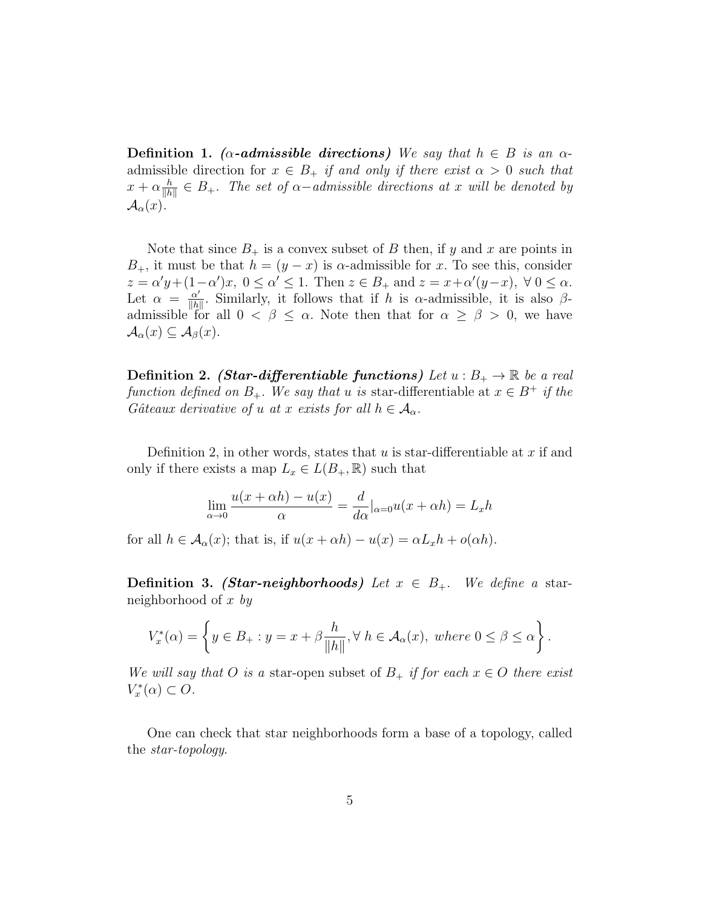**Definition 1.** ***(α-admissible directions)*** *We say that $h \in B$ is an α-admissible direction for $x \in B_+$ if and only if there exist $\alpha > 0$ such that $x + \alpha \frac{h}{\|h\|} \in B_+$. The set of α−admissible directions at $x$ will be denoted by $\mathcal{A}_\alpha(x)$.*

Note that since $B_+$ is a convex subset of $B$ then, if $y$ and $x$ are points in $B_+$, it must be that $h = (y - x)$ is $\alpha$-admissible for $x$. To see this, consider $z = \alpha' y + (1-\alpha')x$, $0 \leq \alpha' \leq 1$. Then $z \in B_+$ and $z = x + \alpha'(y - x)$, $\forall\, 0 \leq \alpha$. Let $\alpha = \frac{\alpha'}{\|h\|}$. Similarly, it follows that if $h$ is $\alpha$-admissible, it is also $\beta$-admissible for all $0 < \beta \leq \alpha$. Note then that for $\alpha \geq \beta > 0$, we have $\mathcal{A}_\alpha(x) \subseteq \mathcal{A}_\beta(x)$.

**Definition 2.** ***(Star-differentiable functions)*** *Let $u : B_+ \to \mathbb{R}$ be a real function defined on $B_+$. We say that $u$ is* star-differentiable at $x \in B^+$ *if the Gâteaux derivative of $u$ at $x$ exists for all $h \in \mathcal{A}_\alpha$.*

Definition 2, in other words, states that $u$ is star-differentiable at $x$ if and only if there exists a map $L_x \in L(B_+, \mathbb{R})$ such that

$$\lim_{\alpha \to 0} \frac{u(x + \alpha h) - u(x)}{\alpha} = \frac{d}{d\alpha}|_{\alpha=0} u(x + \alpha h) = L_x h$$

for all $h \in \mathcal{A}_\alpha(x)$; that is, if $u(x + \alpha h) - u(x) = \alpha L_x h + o(\alpha h)$.

**Definition 3.** ***(Star-neighborhoods)*** *Let $x \in B_+$. We define a* star-neighborhood of $x$ *by*

$$V_x^*(\alpha) = \left\{ y \in B_+ : y = x + \beta \frac{h}{\|h\|}, \forall\, h \in \mathcal{A}_\alpha(x),\ \textit{where } 0 \leq \beta \leq \alpha \right\}.$$

*We will say that $O$ is a* star-open subset of $B_+$ *if for each $x \in O$ there exist $V_x^*(\alpha) \subset O$.*

One can check that star neighborhoods form a base of a topology, called the *star-topology*.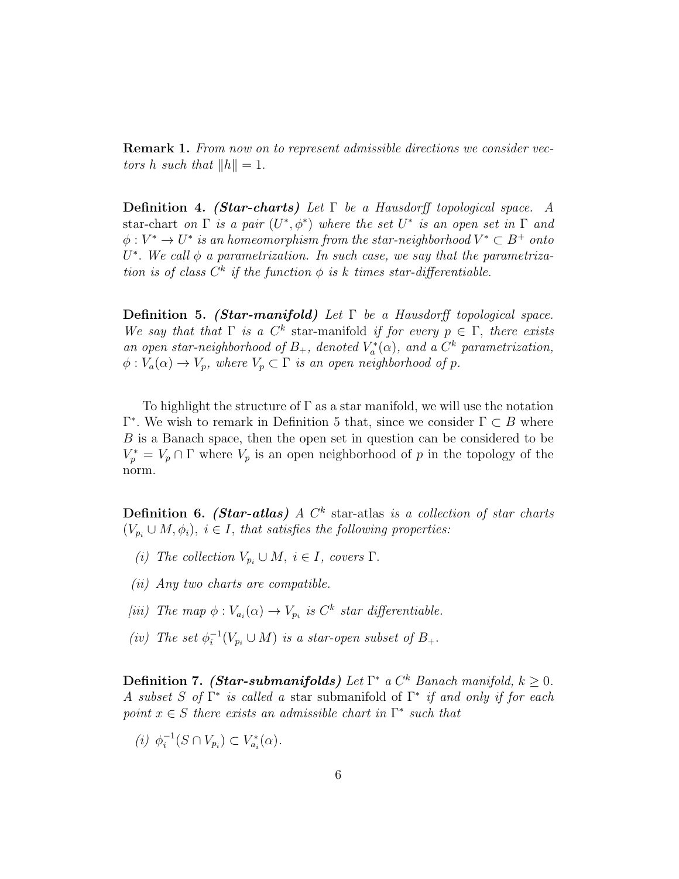**Remark 1.** *From now on to represent admissible directions we consider vectors $h$ such that $\|h\| = 1$.*

**Definition 4.** ***(Star-charts)*** *Let $\Gamma$ be a Hausdorff topological space. A* star-chart *on $\Gamma$ is a pair $(U^*, \phi^*)$ where the set $U^*$ is an open set in $\Gamma$ and $\phi : V^* \to U^*$ is an homeomorphism from the star-neighborhood $V^* \subset B^+$ onto $U^*$. We call $\phi$ a parametrization. In such case, we say that the parametrization is of class $C^k$ if the function $\phi$ is $k$ times star-differentiable.*

**Definition 5.** ***(Star-manifold)*** *Let $\Gamma$ be a Hausdorff topological space. We say that that $\Gamma$ is a $C^k$* star-manifold *if for every $p \in \Gamma$, there exists an open star-neighborhood of $B_+$, denoted $V_a^*(\alpha)$, and a $C^k$ parametrization, $\phi : V_a(\alpha) \to V_p$, where $V_p \subset \Gamma$ is an open neighborhood of $p$.*

To highlight the structure of $\Gamma$ as a star manifold, we will use the notation $\Gamma^*$. We wish to remark in Definition 5 that, since we consider $\Gamma \subset B$ where $B$ is a Banach space, then the open set in question can be considered to be $V_p^* = V_p \cap \Gamma$ where $V_p$ is an open neighborhood of $p$ in the topology of the norm.

**Definition 6.** ***(Star-atlas)*** *A $C^k$* star-atlas *is a collection of star charts $(V_{p_i} \cup M, \phi_i)$, $i \in I$, that satisfies the following properties:*

*(i) The collection $V_{p_i} \cup M$, $i \in I$, covers $\Gamma$.*

*(ii) Any two charts are compatible.*

*[iii) The map $\phi : V_{a_i}(\alpha) \to V_{p_i}$ is $C^k$ star differentiable.*

*(iv) The set $\phi_i^{-1}(V_{p_i} \cup M)$ is a star-open subset of $B_+$.*

**Definition 7.** ***(Star-submanifolds)*** *Let $\Gamma^*$ a $C^k$ Banach manifold, $k \geq 0$. A subset $S$ of $\Gamma^*$ is called a* star submanifold of $\Gamma^*$ *if and only if for each point $x \in S$ there exists an admissible chart in $\Gamma^*$ such that*

*(i) $\phi_i^{-1}(S \cap V_{p_i}) \subset V_{a_i}^*(\alpha)$.*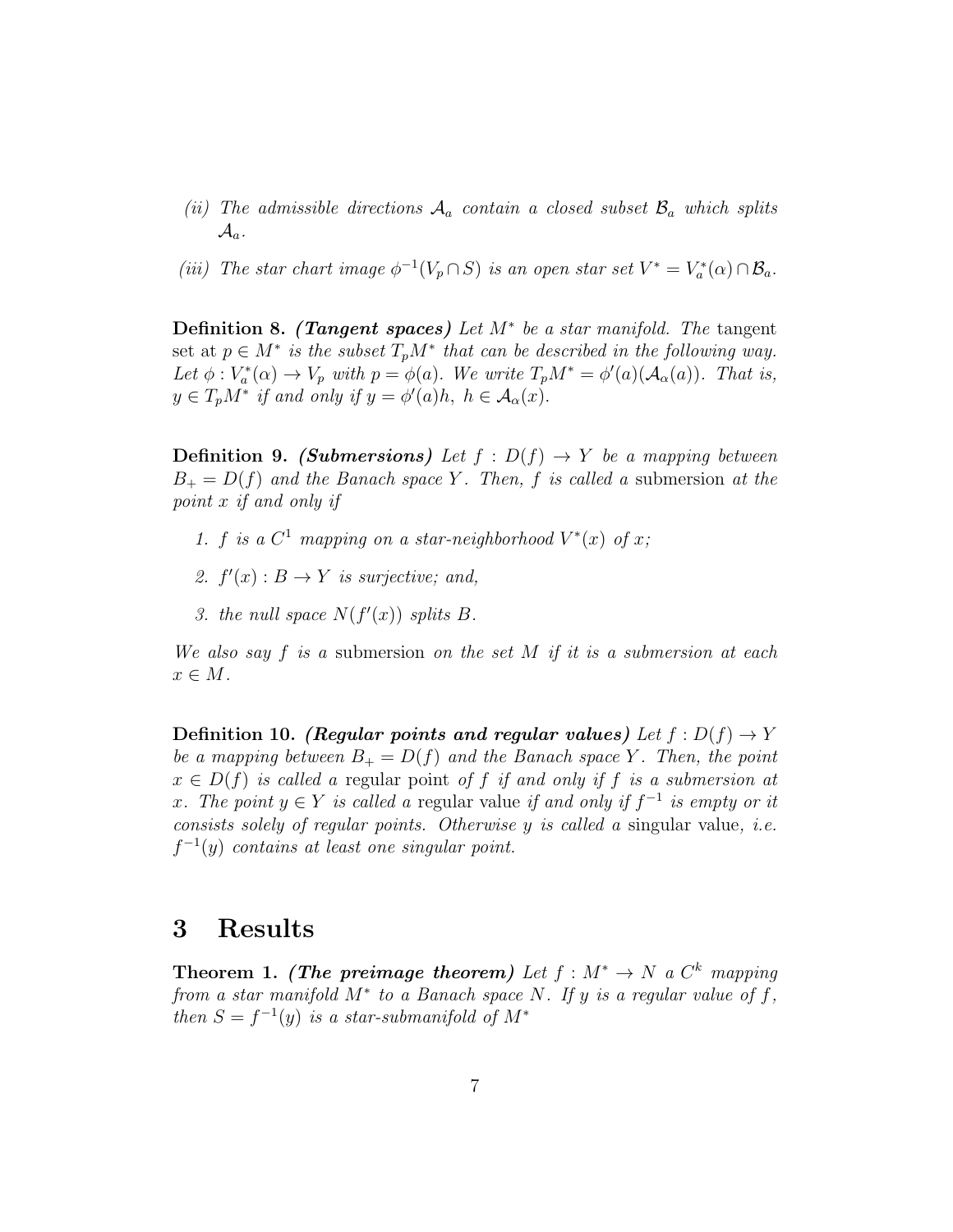*(ii) The admissible directions $\mathcal{A}_a$ contain a closed subset $\mathcal{B}_a$ which splits $\mathcal{A}_a$.*

*(iii) The star chart image $\phi^{-1}(V_p \cap S)$ is an open star set $V^* = V_a^*(\alpha) \cap \mathcal{B}_a$.*

**Definition 8.** ***(Tangent spaces)*** *Let $M^*$ be a star manifold. The* tangent set *at $p \in M^*$ is the subset $T_pM^*$ that can be described in the following way. Let $\phi : V_a^*(\alpha) \to V_p$ with $p = \phi(a)$. We write $T_pM^* = \phi'(a)(\mathcal{A}_\alpha(a))$. That is, $y \in T_pM^*$ if and only if $y = \phi'(a)h$, $h \in \mathcal{A}_\alpha(x)$.*

**Definition 9.** ***(Submersions)*** *Let $f : D(f) \to Y$ be a mapping between $B_+ = D(f)$ and the Banach space $Y$. Then, $f$ is called a* submersion *at the point $x$ if and only if*

1. *$f$ is a $C^1$ mapping on a star-neighborhood $V^*(x)$ of $x$;*
2. *$f'(x) : B \to Y$ is surjective; and,*
3. *the null space $N(f'(x))$ splits $B$.*

*We also say $f$ is a* submersion *on the set $M$ if it is a submersion at each $x \in M$.*

**Definition 10.** ***(Regular points and regular values)*** *Let $f : D(f) \to Y$ be a mapping between $B_+ = D(f)$ and the Banach space $Y$. Then, the point $x \in D(f)$ is called a* regular point *of $f$ if and only if $f$ is a submersion at $x$. The point $y \in Y$ is called a* regular value *if and only if $f^{-1}$ is empty or it consists solely of regular points. Otherwise $y$ is called a* singular value, *i.e. $f^{-1}(y)$ contains at least one singular point.*

# 3 Results

**Theorem 1.** ***(The preimage theorem)*** *Let $f : M^* \to N$ a $C^k$ mapping from a star manifold $M^*$ to a Banach space $N$. If $y$ is a regular value of $f$, then $S = f^{-1}(y)$ is a star-submanifold of $M^*$*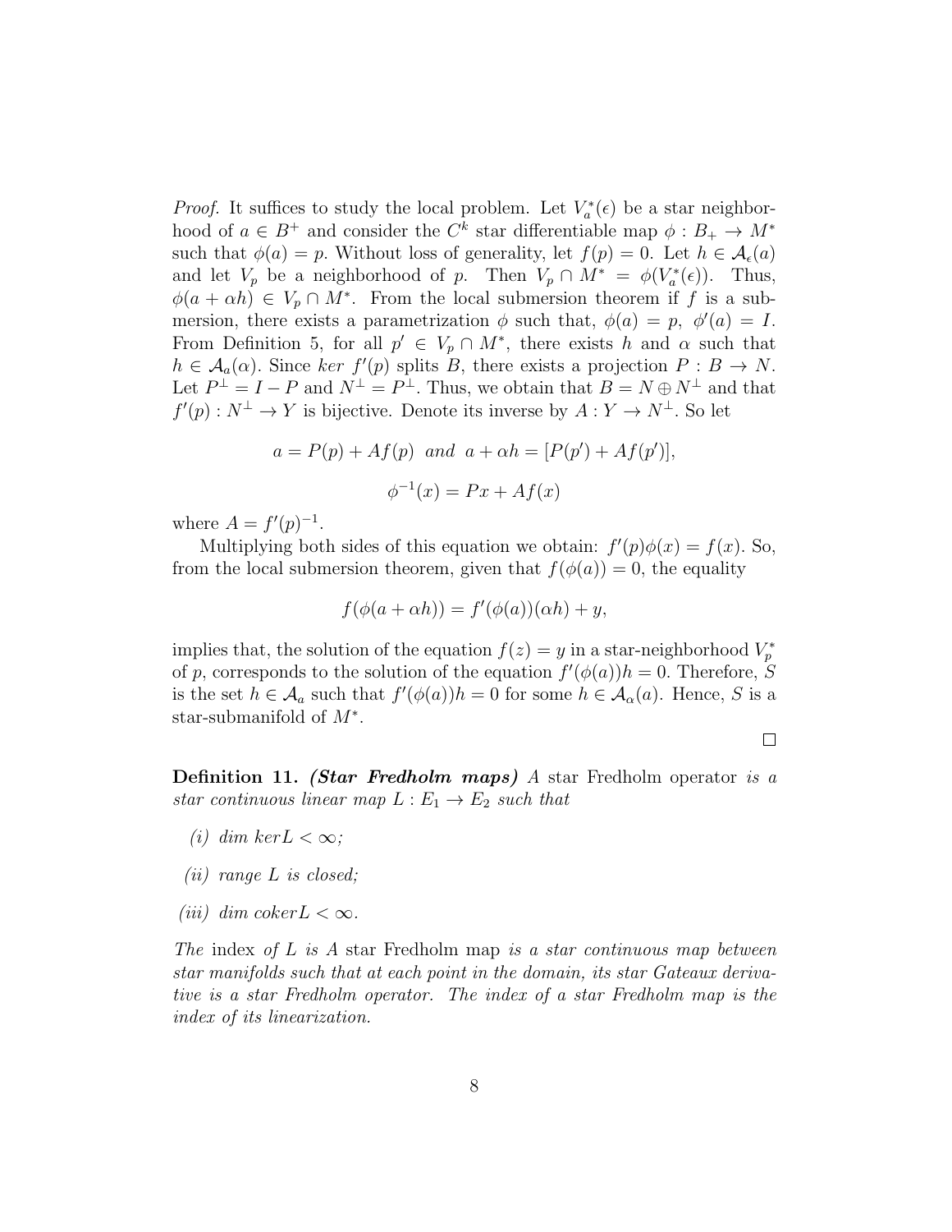*Proof.* It suffices to study the local problem. Let $V_a^*(\epsilon)$ be a star neighborhood of $a \in B^+$ and consider the $C^k$ star differentiable map $\phi : B_+ \to M^*$ such that $\phi(a) = p$. Without loss of generality, let $f(p) = 0$. Let $h \in \mathcal{A}_\epsilon(a)$ and let $V_p$ be a neighborhood of $p$. Then $V_p \cap M^* = \phi(V_a^*(\epsilon))$. Thus, $\phi(a + \alpha h) \in V_p \cap M^*$. From the local submersion theorem if $f$ is a submersion, there exists a parametrization $\phi$ such that, $\phi(a) = p$, $\phi'(a) = I$. From Definition 5, for all $p' \in V_p \cap M^*$, there exists $h$ and $\alpha$ such that $h \in \mathcal{A}_a(\alpha)$. Since $ker\ f'(p)$ splits $B$, there exists a projection $P : B \to N$. Let $P^\perp = I - P$ and $N^\perp = P^\perp$. Thus, we obtain that $B = N \oplus N^\perp$ and that $f'(p) : N^\perp \to Y$ is bijective. Denote its inverse by $A : Y \to N^\perp$. So let

$$a = P(p) + Af(p) \ \ and \ \ a + \alpha h = [P(p') + Af(p')],$$

$$\phi^{-1}(x) = Px + Af(x)$$

where $A = f'(p)^{-1}$.

Multiplying both sides of this equation we obtain: $f'(p)\phi(x) = f(x)$. So, from the local submersion theorem, given that $f(\phi(a)) = 0$, the equality

$$f(\phi(a + \alpha h)) = f'(\phi(a))(\alpha h) + y,$$

implies that, the solution of the equation $f(z) = y$ in a star-neighborhood $V_p^*$ of $p$, corresponds to the solution of the equation $f'(\phi(a))h = 0$. Therefore, $S$ is the set $h \in \mathcal{A}_a$ such that $f'(\phi(a))h = 0$ for some $h \in \mathcal{A}_\alpha(a)$. Hence, $S$ is a star-submanifold of $M^*$.

□

**Definition 11.** ***(Star Fredholm maps)*** *A* star Fredholm operator *is a star continuous linear map* $L : E_1 \to E_2$ *such that*

*(i)* $dim\ ker L < \infty$*;*

*(ii) range* $L$ *is closed;*

*(iii)* $dim\ coker L < \infty$.

*The* index *of* $L$ *is A* star Fredholm map *is a star continuous map between star manifolds such that at each point in the domain, its star Gateaux derivative is a star Fredholm operator. The index of a star Fredholm map is the index of its linearization.*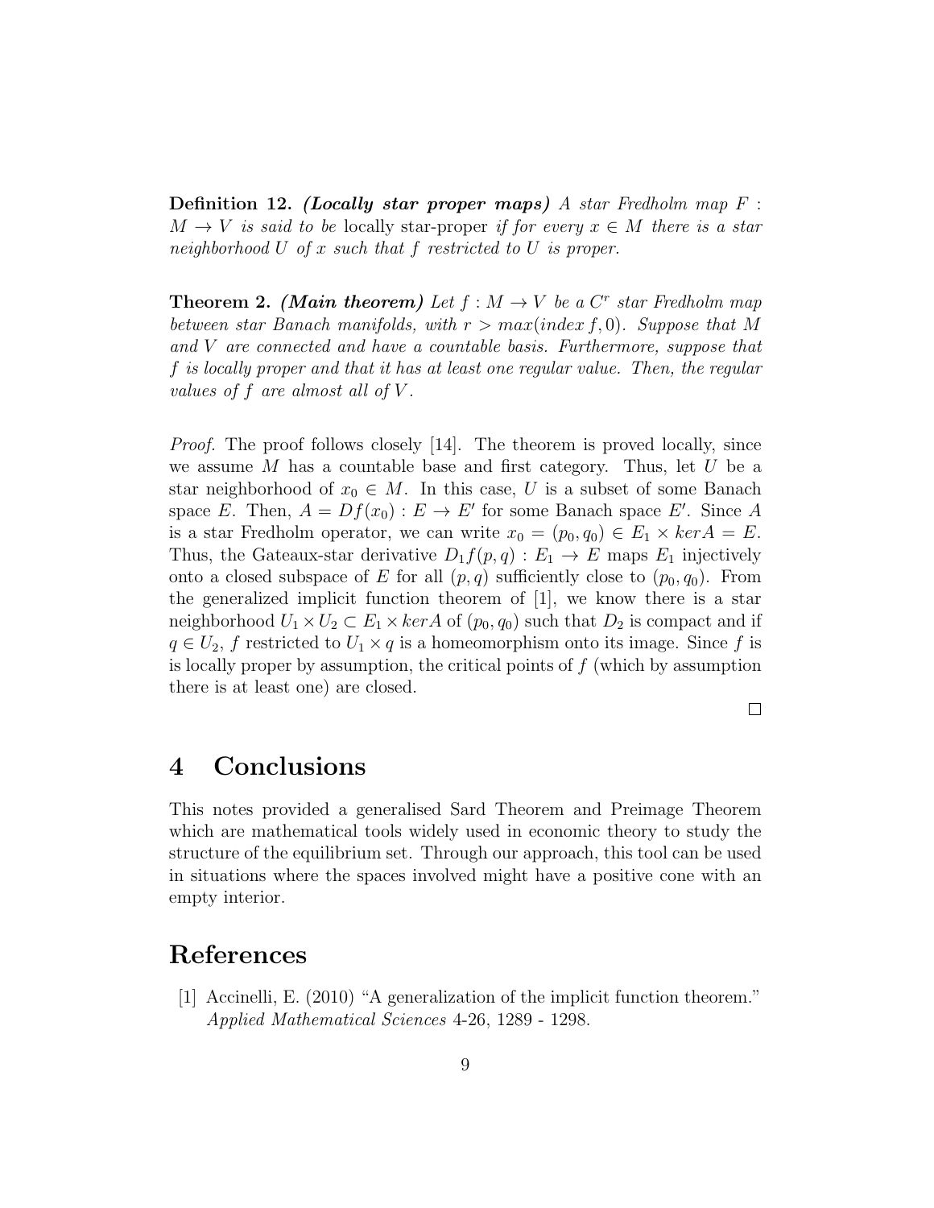**Definition 12.** ***(Locally star proper maps)*** *A star Fredholm map $F : M \to V$ is said to be* locally star-proper *if for every $x \in M$ there is a star neighborhood $U$ of $x$ such that $f$ restricted to $U$ is proper.*

**Theorem 2.** ***(Main theorem)*** *Let $f : M \to V$ be a $C^r$ star Fredholm map between star Banach manifolds, with $r > max(index\, f, 0)$. Suppose that $M$ and $V$ are connected and have a countable basis. Furthermore, suppose that $f$ is locally proper and that it has at least one regular value. Then, the regular values of $f$ are almost all of $V$.*

*Proof.* The proof follows closely [14]. The theorem is proved locally, since we assume $M$ has a countable base and first category. Thus, let $U$ be a star neighborhood of $x_0 \in M$. In this case, $U$ is a subset of some Banach space $E$. Then, $A = Df(x_0) : E \to E'$ for some Banach space $E'$. Since $A$ is a star Fredholm operator, we can write $x_0 = (p_0, q_0) \in E_1 \times ker A = E$. Thus, the Gateaux-star derivative $D_1 f(p, q) : E_1 \to E$ maps $E_1$ injectively onto a closed subspace of $E$ for all $(p, q)$ sufficiently close to $(p_0, q_0)$. From the generalized implicit function theorem of [1], we know there is a star neighborhood $U_1 \times U_2 \subset E_1 \times ker A$ of $(p_0, q_0)$ such that $D_2$ is compact and if $q \in U_2$, $f$ restricted to $U_1 \times q$ is a homeomorphism onto its image. Since $f$ is is locally proper by assumption, the critical points of $f$ (which by assumption there is at least one) are closed. □

# 4 Conclusions

This notes provided a generalised Sard Theorem and Preimage Theorem which are mathematical tools widely used in economic theory to study the structure of the equilibrium set. Through our approach, this tool can be used in situations where the spaces involved might have a positive cone with an empty interior.

# References

[1] Accinelli, E. (2010) "A generalization of the implicit function theorem." *Applied Mathematical Sciences* 4-26, 1289 - 1298.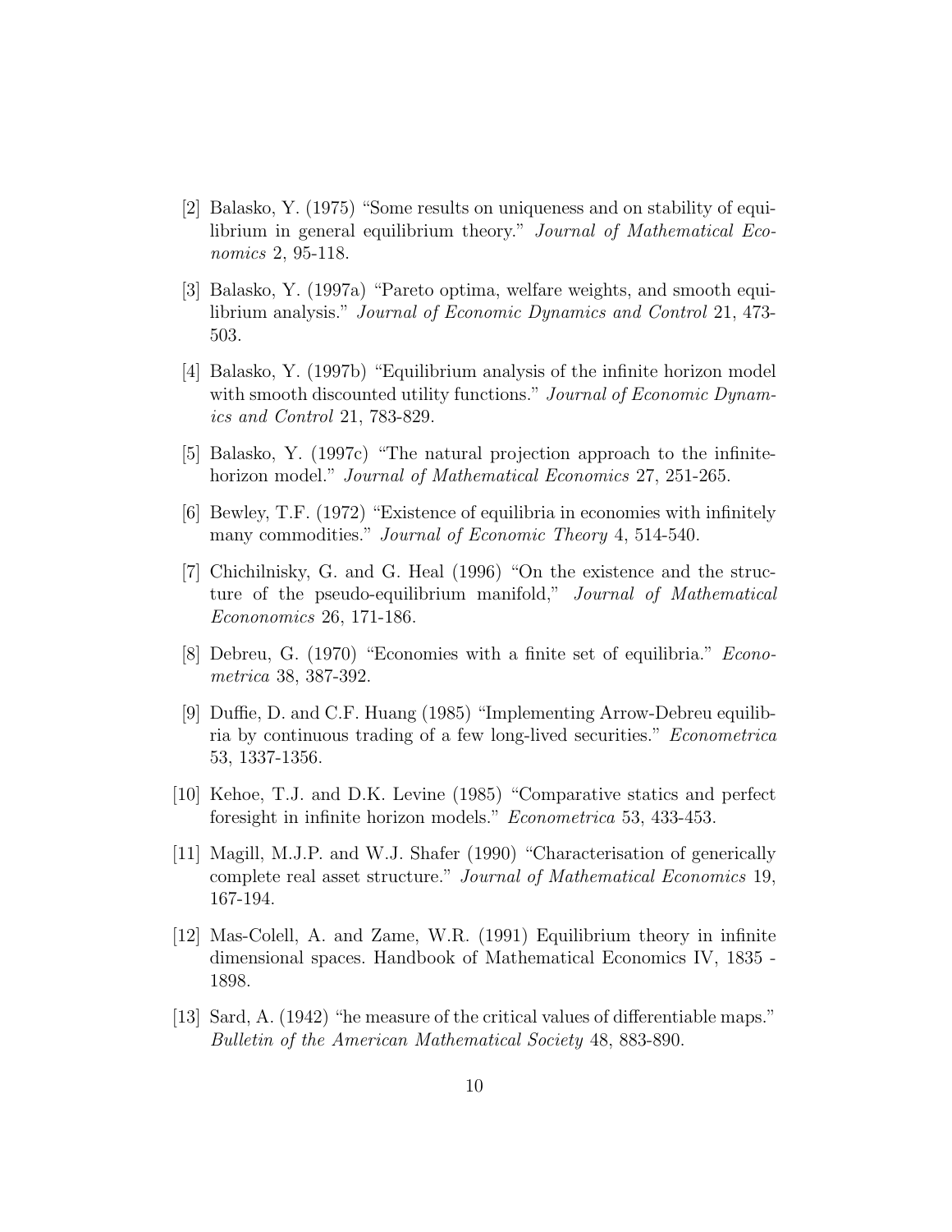[2] Balasko, Y. (1975) "Some results on uniqueness and on stability of equilibrium in general equilibrium theory." *Journal of Mathematical Economics* 2, 95-118.

[3] Balasko, Y. (1997a) "Pareto optima, welfare weights, and smooth equilibrium analysis." *Journal of Economic Dynamics and Control* 21, 473-503.

[4] Balasko, Y. (1997b) "Equilibrium analysis of the infinite horizon model with smooth discounted utility functions." *Journal of Economic Dynamics and Control* 21, 783-829.

[5] Balasko, Y. (1997c) "The natural projection approach to the infinite-horizon model." *Journal of Mathematical Economics* 27, 251-265.

[6] Bewley, T.F. (1972) "Existence of equilibria in economies with infinitely many commodities." *Journal of Economic Theory* 4, 514-540.

[7] Chichilnisky, G. and G. Heal (1996) "On the existence and the structure of the pseudo-equilibrium manifold," *Journal of Mathematical Econonomics* 26, 171-186.

[8] Debreu, G. (1970) "Economies with a finite set of equilibria." *Econometrica* 38, 387-392.

[9] Duffie, D. and C.F. Huang (1985) "Implementing Arrow-Debreu equilibria by continuous trading of a few long-lived securities." *Econometrica* 53, 1337-1356.

[10] Kehoe, T.J. and D.K. Levine (1985) "Comparative statics and perfect foresight in infinite horizon models." *Econometrica* 53, 433-453.

[11] Magill, M.J.P. and W.J. Shafer (1990) "Characterisation of generically complete real asset structure." *Journal of Mathematical Economics* 19, 167-194.

[12] Mas-Colell, A. and Zame, W.R. (1991) Equilibrium theory in infinite dimensional spaces. Handbook of Mathematical Economics IV, 1835 - 1898.

[13] Sard, A. (1942) "he measure of the critical values of differentiable maps." *Bulletin of the American Mathematical Society* 48, 883-890.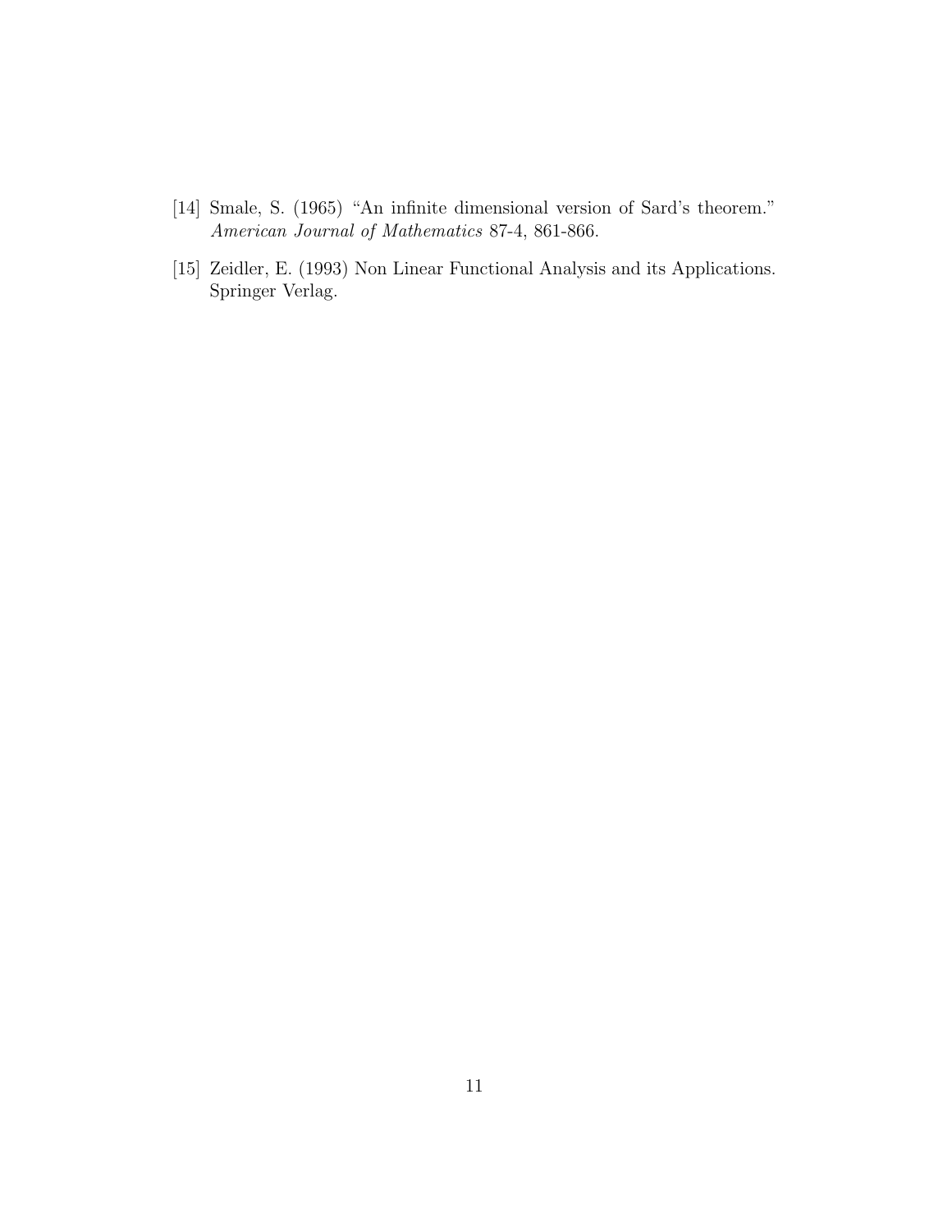[14] Smale, S. (1965) "An infinite dimensional version of Sard's theorem." *American Journal of Mathematics* 87-4, 861-866.

[15] Zeidler, E. (1993) Non Linear Functional Analysis and its Applications. Springer Verlag.